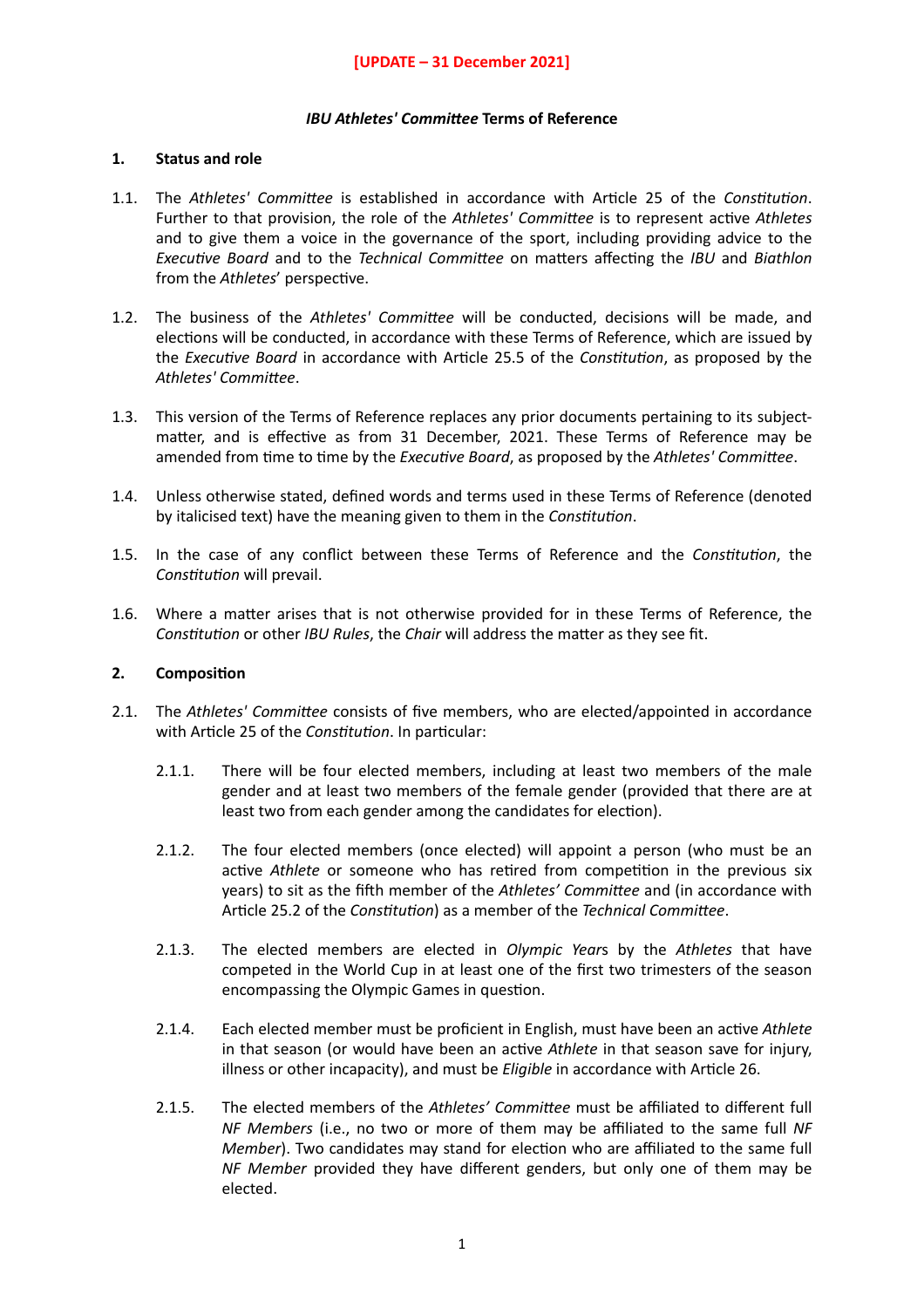**[UPDATE – 31 December 2021]**

# *IBU Athletes' Committee* Terms of Reference

## 1. Status and role

1.1. The *Athletes' Committee* is established in accordance with Article 25 of the *Constitution*. Further to that provision, the role of the *Athletes' Committee* is to represent active *Athletes* and to give them a voice in the governance of the sport, including providing advice to the *Executive Board* and to the *Technical Committee* on matters affecting the *IBU* and *Biathlon* from the *Athletes*' perspective.

1.2. The business of the *Athletes' Committee* will be conducted, decisions will be made, and elections will be conducted, in accordance with these Terms of Reference, which are issued by the *Executive Board* in accordance with Article 25.5 of the *Constitution*, as proposed by the *Athletes' Committee*.

1.3. This version of the Terms of Reference replaces any prior documents pertaining to its subject-matter, and is effective as from 31 December, 2021. These Terms of Reference may be amended from time to time by the *Executive Board*, as proposed by the *Athletes' Committee*.

1.4. Unless otherwise stated, defined words and terms used in these Terms of Reference (denoted by italicised text) have the meaning given to them in the *Constitution*.

1.5. In the case of any conflict between these Terms of Reference and the *Constitution*, the *Constitution* will prevail.

1.6. Where a matter arises that is not otherwise provided for in these Terms of Reference, the *Constitution* or other *IBU Rules*, the *Chair* will address the matter as they see fit.

## 2. Composition

2.1. The *Athletes' Committee* consists of five members, who are elected/appointed in accordance with Article 25 of the *Constitution*. In particular:

2.1.1. There will be four elected members, including at least two members of the male gender and at least two members of the female gender (provided that there are at least two from each gender among the candidates for election).

2.1.2. The four elected members (once elected) will appoint a person (who must be an active *Athlete* or someone who has retired from competition in the previous six years) to sit as the fifth member of the *Athletes' Committee* and (in accordance with Article 25.2 of the *Constitution*) as a member of the *Technical Committee*.

2.1.3. The elected members are elected in *Olympic Year*s by the *Athletes* that have competed in the World Cup in at least one of the first two trimesters of the season encompassing the Olympic Games in question.

2.1.4. Each elected member must be proficient in English, must have been an active *Athlete* in that season (or would have been an active *Athlete* in that season save for injury, illness or other incapacity), and must be *Eligible* in accordance with Article 26.

2.1.5. The elected members of the *Athletes' Committee* must be affiliated to different full *NF Members* (i.e., no two or more of them may be affiliated to the same full *NF Member*). Two candidates may stand for election who are affiliated to the same full *NF Member* provided they have different genders, but only one of them may be elected.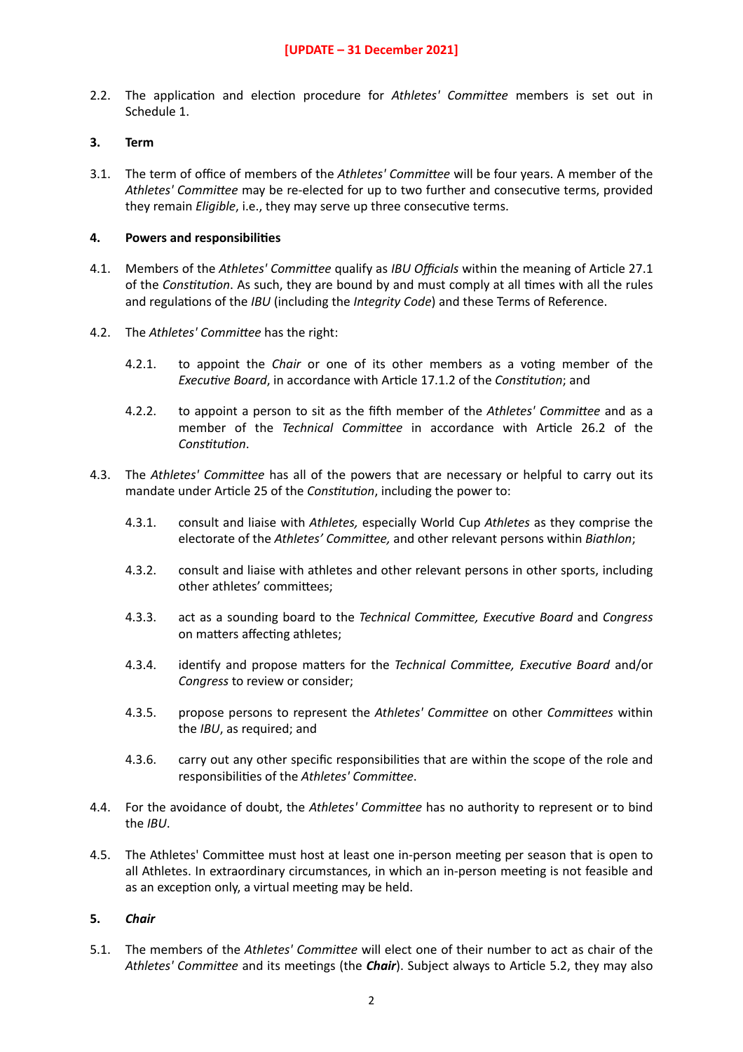**[UPDATE – 31 December 2021]**

2.2. The application and election procedure for *Athletes' Committee* members is set out in Schedule 1.

**3. Term**

3.1. The term of office of members of the *Athletes' Committee* will be four years. A member of the *Athletes' Committee* may be re-elected for up to two further and consecutive terms, provided they remain *Eligible*, i.e., they may serve up three consecutive terms.

**4. Powers and responsibilities**

4.1. Members of the *Athletes' Committee* qualify as *IBU Officials* within the meaning of Article 27.1 of the *Constitution*. As such, they are bound by and must comply at all times with all the rules and regulations of the *IBU* (including the *Integrity Code*) and these Terms of Reference.

4.2. The *Athletes' Committee* has the right:

4.2.1. to appoint the *Chair* or one of its other members as a voting member of the *Executive Board*, in accordance with Article 17.1.2 of the *Constitution*; and

4.2.2. to appoint a person to sit as the fifth member of the *Athletes' Committee* and as a member of the *Technical Committee* in accordance with Article 26.2 of the *Constitution*.

4.3. The *Athletes' Committee* has all of the powers that are necessary or helpful to carry out its mandate under Article 25 of the *Constitution*, including the power to:

4.3.1. consult and liaise with *Athletes,* especially World Cup *Athletes* as they comprise the electorate of the *Athletes' Committee,* and other relevant persons within *Biathlon*;

4.3.2. consult and liaise with athletes and other relevant persons in other sports, including other athletes' committees;

4.3.3. act as a sounding board to the *Technical Committee, Executive Board* and *Congress* on matters affecting athletes;

4.3.4. identify and propose matters for the *Technical Committee, Executive Board* and/or *Congress* to review or consider;

4.3.5. propose persons to represent the *Athletes' Committee* on other *Committees* within the *IBU*, as required; and

4.3.6. carry out any other specific responsibilities that are within the scope of the role and responsibilities of the *Athletes' Committee*.

4.4. For the avoidance of doubt, the *Athletes' Committee* has no authority to represent or to bind the *IBU*.

4.5. The Athletes' Committee must host at least one in-person meeting per season that is open to all Athletes. In extraordinary circumstances, in which an in-person meeting is not feasible and as an exception only, a virtual meeting may be held.

***5. Chair***

5.1. The members of the *Athletes' Committee* will elect one of their number to act as chair of the *Athletes' Committee* and its meetings (the ***Chair***). Subject always to Article 5.2, they may also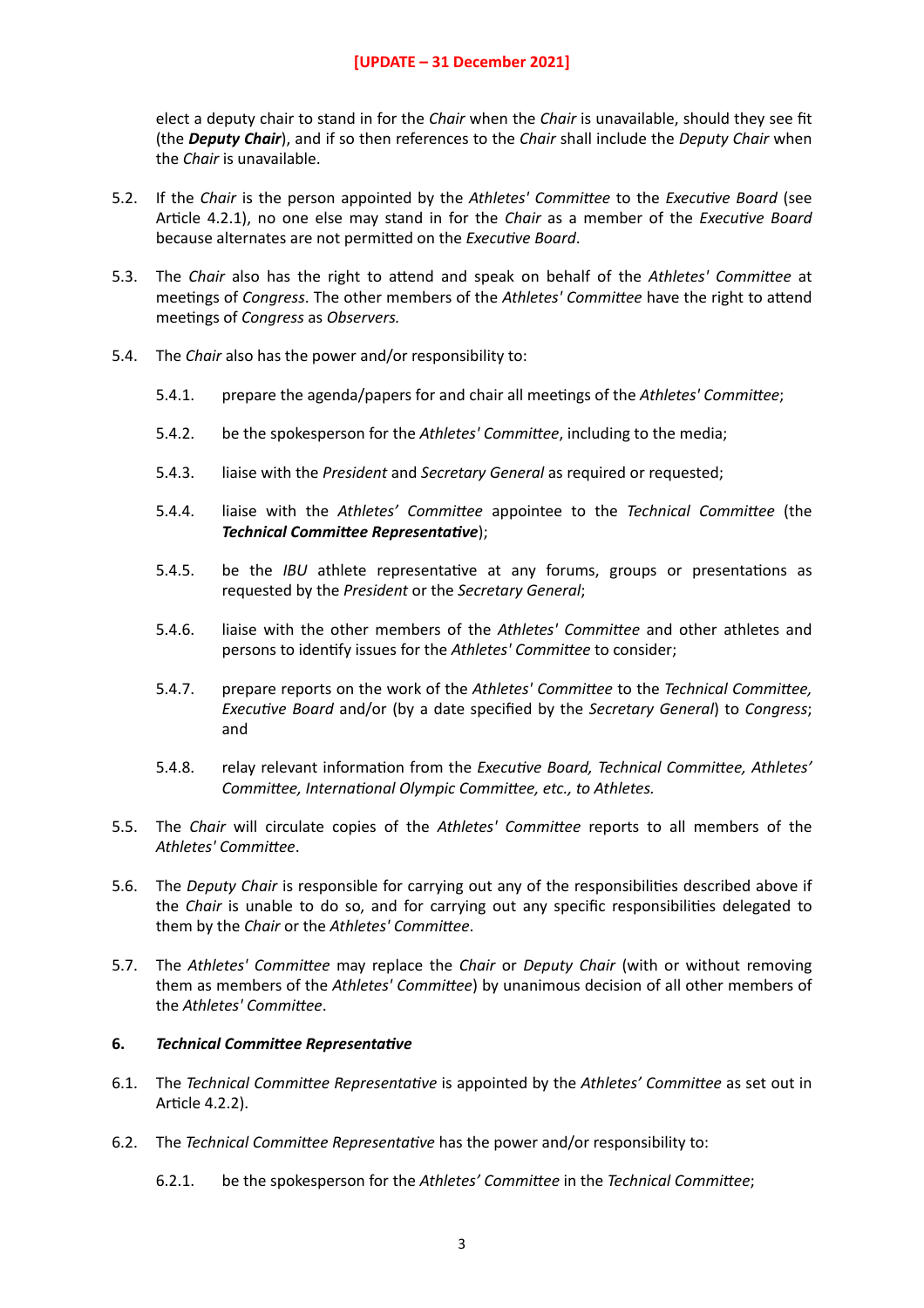**[UPDATE – 31 December 2021]**

elect a deputy chair to stand in for the *Chair* when the *Chair* is unavailable, should they see fit (the ***Deputy Chair***), and if so then references to the *Chair* shall include the *Deputy Chair* when the *Chair* is unavailable.

5.2. If the *Chair* is the person appointed by the *Athletes' Committee* to the *Executive Board* (see Article 4.2.1), no one else may stand in for the *Chair* as a member of the *Executive Board* because alternates are not permitted on the *Executive Board*.

5.3. The *Chair* also has the right to attend and speak on behalf of the *Athletes' Committee* at meetings of *Congress*. The other members of the *Athletes' Committee* have the right to attend meetings of *Congress* as *Observers.*

5.4. The *Chair* also has the power and/or responsibility to:

5.4.1. prepare the agenda/papers for and chair all meetings of the *Athletes' Committee*;

5.4.2. be the spokesperson for the *Athletes' Committee*, including to the media;

5.4.3. liaise with the *President* and *Secretary General* as required or requested;

5.4.4. liaise with the *Athletes' Committee* appointee to the *Technical Committee* (the ***Technical Committee Representative***);

5.4.5. be the *IBU* athlete representative at any forums, groups or presentations as requested by the *President* or the *Secretary General*;

5.4.6. liaise with the other members of the *Athletes' Committee* and other athletes and persons to identify issues for the *Athletes' Committee* to consider;

5.4.7. prepare reports on the work of the *Athletes' Committee* to the *Technical Committee, Executive Board* and/or (by a date specified by the *Secretary General*) to *Congress*; and

5.4.8. relay relevant information from the *Executive Board, Technical Committee, Athletes' Committee, International Olympic Committee, etc., to Athletes.*

5.5. The *Chair* will circulate copies of the *Athletes' Committee* reports to all members of the *Athletes' Committee*.

5.6. The *Deputy Chair* is responsible for carrying out any of the responsibilities described above if the *Chair* is unable to do so, and for carrying out any specific responsibilities delegated to them by the *Chair* or the *Athletes' Committee*.

5.7. The *Athletes' Committee* may replace the *Chair* or *Deputy Chair* (with or without removing them as members of the *Athletes' Committee*) by unanimous decision of all other members of the *Athletes' Committee*.

**6. *Technical Committee Representative***

6.1. The *Technical Committee Representative* is appointed by the *Athletes' Committee* as set out in Article 4.2.2).

6.2. The *Technical Committee Representative* has the power and/or responsibility to:

6.2.1. be the spokesperson for the *Athletes' Committee* in the *Technical Committee*;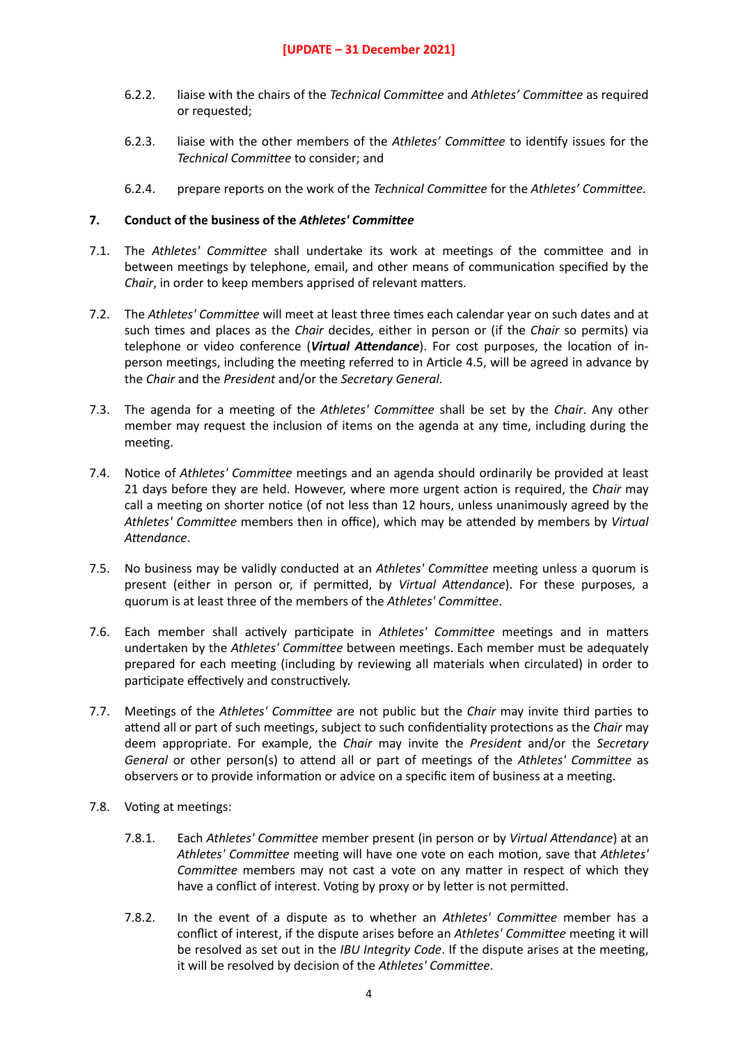6.2.2. liaise with the chairs of the *Technical Committee* and *Athletes' Committee* as required or requested;

6.2.3. liaise with the other members of the *Athletes' Committee* to identify issues for the *Technical Committee* to consider; and

6.2.4. prepare reports on the work of the *Technical Committee* for the *Athletes' Committee.*

**7. Conduct of the business of the *Athletes' Committee***

7.1. The *Athletes' Committee* shall undertake its work at meetings of the committee and in between meetings by telephone, email, and other means of communication specified by the *Chair*, in order to keep members apprised of relevant matters.

7.2. The *Athletes' Committee* will meet at least three times each calendar year on such dates and at such times and places as the *Chair* decides, either in person or (if the *Chair* so permits) via telephone or video conference (***Virtual Attendance***). For cost purposes, the location of in-person meetings, including the meeting referred to in Article 4.5, will be agreed in advance by the *Chair* and the *President* and/or the *Secretary General*.

7.3. The agenda for a meeting of the *Athletes' Committee* shall be set by the *Chair*. Any other member may request the inclusion of items on the agenda at any time, including during the meeting.

7.4. Notice of *Athletes' Committee* meetings and an agenda should ordinarily be provided at least 21 days before they are held. However, where more urgent action is required, the *Chair* may call a meeting on shorter notice (of not less than 12 hours, unless unanimously agreed by the *Athletes' Committee* members then in office), which may be attended by members by *Virtual Attendance*.

7.5. No business may be validly conducted at an *Athletes' Committee* meeting unless a quorum is present (either in person or, if permitted, by *Virtual Attendance*). For these purposes, a quorum is at least three of the members of the *Athletes' Committee*.

7.6. Each member shall actively participate in *Athletes' Committee* meetings and in matters undertaken by the *Athletes' Committee* between meetings. Each member must be adequately prepared for each meeting (including by reviewing all materials when circulated) in order to participate effectively and constructively.

7.7. Meetings of the *Athletes' Committee* are not public but the *Chair* may invite third parties to attend all or part of such meetings, subject to such confidentiality protections as the *Chair* may deem appropriate. For example, the *Chair* may invite the *President* and/or the *Secretary General* or other person(s) to attend all or part of meetings of the *Athletes' Committee* as observers or to provide information or advice on a specific item of business at a meeting.

7.8. Voting at meetings:

7.8.1. Each *Athletes' Committee* member present (in person or by *Virtual Attendance*) at an *Athletes' Committee* meeting will have one vote on each motion, save that *Athletes' Committee* members may not cast a vote on any matter in respect of which they have a conflict of interest. Voting by proxy or by letter is not permitted.

7.8.2. In the event of a dispute as to whether an *Athletes' Committee* member has a conflict of interest, if the dispute arises before an *Athletes' Committee* meeting it will be resolved as set out in the *IBU Integrity Code*. If the dispute arises at the meeting, it will be resolved by decision of the *Athletes' Committee*.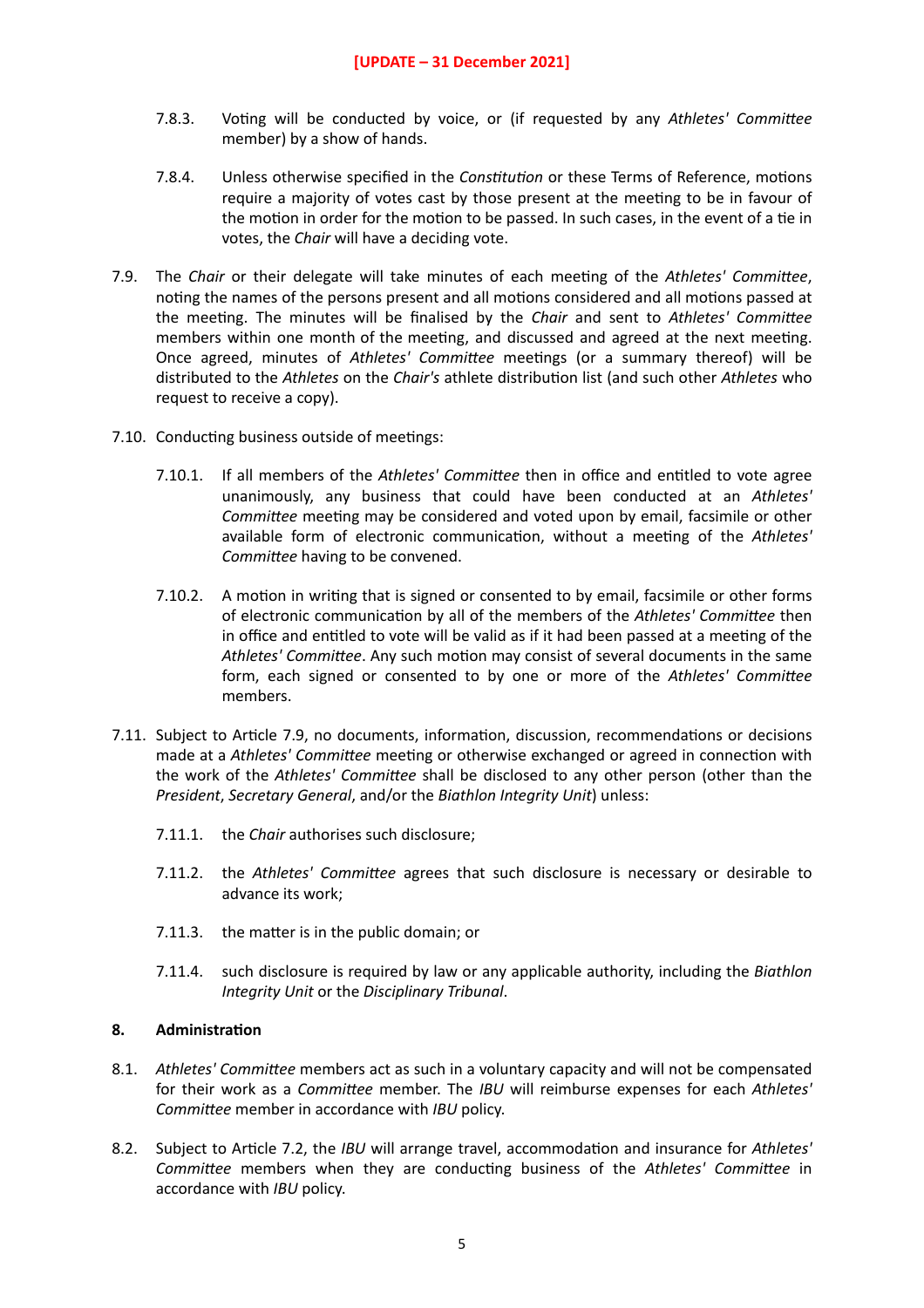**[UPDATE – 31 December 2021]**

7.8.3. Voting will be conducted by voice, or (if requested by any *Athletes' Committee* member) by a show of hands.

7.8.4. Unless otherwise specified in the *Constitution* or these Terms of Reference, motions require a majority of votes cast by those present at the meeting to be in favour of the motion in order for the motion to be passed. In such cases, in the event of a tie in votes, the *Chair* will have a deciding vote.

7.9. The *Chair* or their delegate will take minutes of each meeting of the *Athletes' Committee*, noting the names of the persons present and all motions considered and all motions passed at the meeting. The minutes will be finalised by the *Chair* and sent to *Athletes' Committee* members within one month of the meeting, and discussed and agreed at the next meeting. Once agreed, minutes of *Athletes' Committee* meetings (or a summary thereof) will be distributed to the *Athletes* on the *Chair's* athlete distribution list (and such other *Athletes* who request to receive a copy).

7.10. Conducting business outside of meetings:

7.10.1. If all members of the *Athletes' Committee* then in office and entitled to vote agree unanimously, any business that could have been conducted at an *Athletes' Committee* meeting may be considered and voted upon by email, facsimile or other available form of electronic communication, without a meeting of the *Athletes' Committee* having to be convened.

7.10.2. A motion in writing that is signed or consented to by email, facsimile or other forms of electronic communication by all of the members of the *Athletes' Committee* then in office and entitled to vote will be valid as if it had been passed at a meeting of the *Athletes' Committee*. Any such motion may consist of several documents in the same form, each signed or consented to by one or more of the *Athletes' Committee* members.

7.11. Subject to Article 7.9, no documents, information, discussion, recommendations or decisions made at a *Athletes' Committee* meeting or otherwise exchanged or agreed in connection with the work of the *Athletes' Committee* shall be disclosed to any other person (other than the *President*, *Secretary General*, and/or the *Biathlon Integrity Unit*) unless:

7.11.1. the *Chair* authorises such disclosure;

7.11.2. the *Athletes' Committee* agrees that such disclosure is necessary or desirable to advance its work;

7.11.3. the matter is in the public domain; or

7.11.4. such disclosure is required by law or any applicable authority, including the *Biathlon Integrity Unit* or the *Disciplinary Tribunal*.

**8. Administration**

8.1. *Athletes' Committee* members act as such in a voluntary capacity and will not be compensated for their work as a *Committee* member. The *IBU* will reimburse expenses for each *Athletes' Committee* member in accordance with *IBU* policy.

8.2. Subject to Article 7.2, the *IBU* will arrange travel, accommodation and insurance for *Athletes' Committee* members when they are conducting business of the *Athletes' Committee* in accordance with *IBU* policy.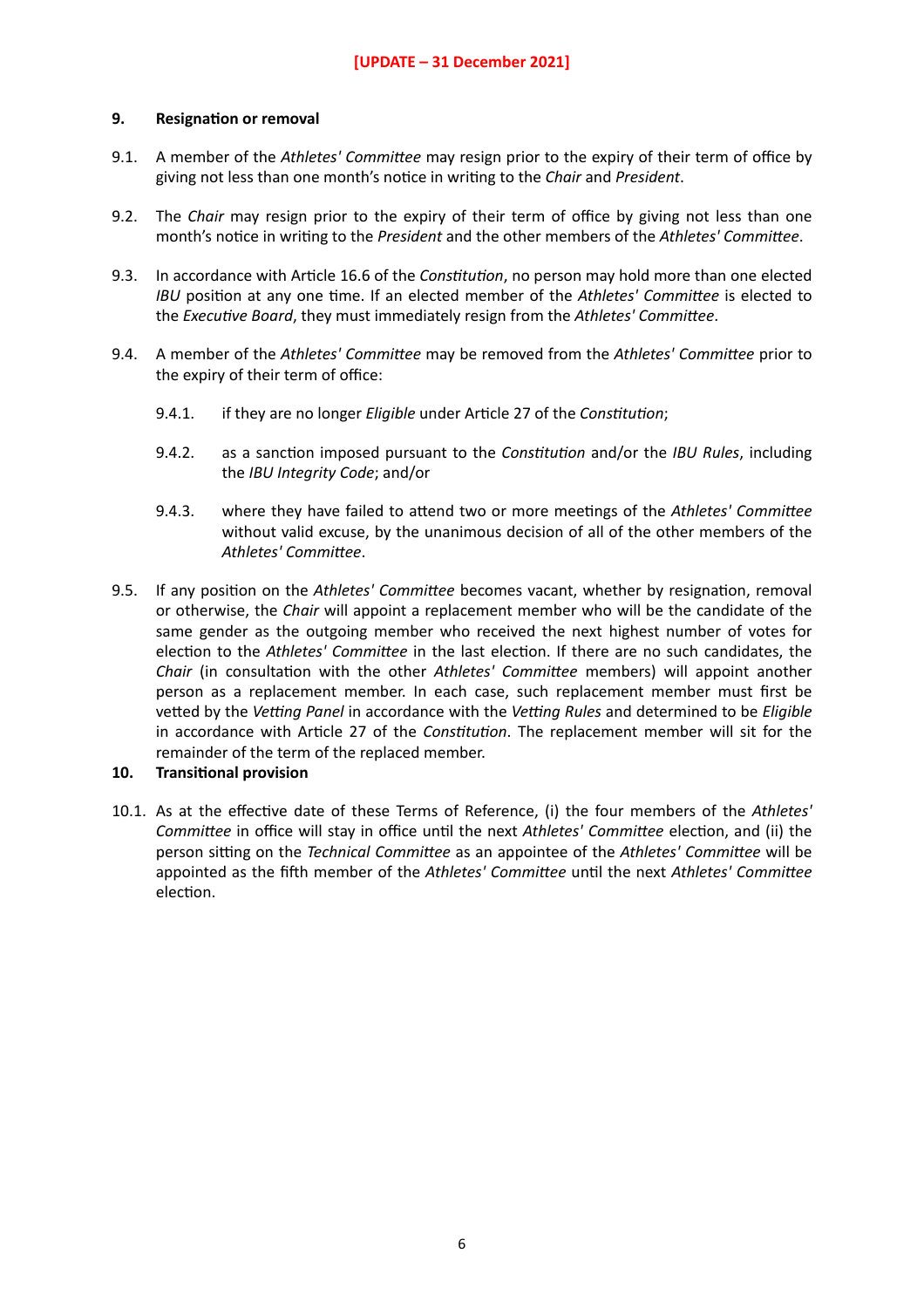**[UPDATE – 31 December 2021]**

## 9. Resignation or removal

9.1. A member of the *Athletes' Committee* may resign prior to the expiry of their term of office by giving not less than one month's notice in writing to the *Chair* and *President*.

9.2. The *Chair* may resign prior to the expiry of their term of office by giving not less than one month's notice in writing to the *President* and the other members of the *Athletes' Committee*.

9.3. In accordance with Article 16.6 of the *Constitution*, no person may hold more than one elected *IBU* position at any one time. If an elected member of the *Athletes' Committee* is elected to the *Executive Board*, they must immediately resign from the *Athletes' Committee*.

9.4. A member of the *Athletes' Committee* may be removed from the *Athletes' Committee* prior to the expiry of their term of office:

9.4.1. if they are no longer *Eligible* under Article 27 of the *Constitution*;

9.4.2. as a sanction imposed pursuant to the *Constitution* and/or the *IBU Rules*, including the *IBU Integrity Code*; and/or

9.4.3. where they have failed to attend two or more meetings of the *Athletes' Committee* without valid excuse, by the unanimous decision of all of the other members of the *Athletes' Committee*.

9.5. If any position on the *Athletes' Committee* becomes vacant, whether by resignation, removal or otherwise, the *Chair* will appoint a replacement member who will be the candidate of the same gender as the outgoing member who received the next highest number of votes for election to the *Athletes' Committee* in the last election. If there are no such candidates, the *Chair* (in consultation with the other *Athletes' Committee* members) will appoint another person as a replacement member. In each case, such replacement member must first be vetted by the *Vetting Panel* in accordance with the *Vetting Rules* and determined to be *Eligible* in accordance with Article 27 of the *Constitution*. The replacement member will sit for the remainder of the term of the replaced member.

## 10. Transitional provision

10.1. As at the effective date of these Terms of Reference, (i) the four members of the *Athletes' Committee* in office will stay in office until the next *Athletes' Committee* election, and (ii) the person sitting on the *Technical Committee* as an appointee of the *Athletes' Committee* will be appointed as the fifth member of the *Athletes' Committee* until the next *Athletes' Committee* election.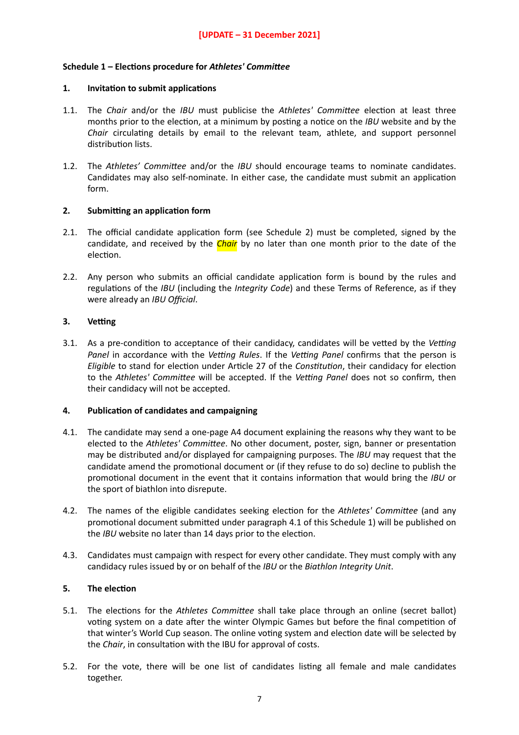**[UPDATE – 31 December 2021]**

## Schedule 1 – Elections procedure for *Athletes' Committee*

### 1. Invitation to submit applications

1.1. The *Chair* and/or the *IBU* must publicise the *Athletes' Committee* election at least three months prior to the election, at a minimum by posting a notice on the *IBU* website and by the *Chair* circulating details by email to the relevant team, athlete, and support personnel distribution lists.

1.2. The *Athletes' Committee* and/or the *IBU* should encourage teams to nominate candidates. Candidates may also self-nominate. In either case, the candidate must submit an application form.

### 2. Submitting an application form

2.1. The official candidate application form (see Schedule 2) must be completed, signed by the candidate, and received by the ***Chair*** by no later than one month prior to the date of the election.

2.2. Any person who submits an official candidate application form is bound by the rules and regulations of the *IBU* (including the *Integrity Code*) and these Terms of Reference, as if they were already an *IBU Official*.

### 3. Vetting

3.1. As a pre-condition to acceptance of their candidacy, candidates will be vetted by the *Vetting Panel* in accordance with the *Vetting Rules*. If the *Vetting Panel* confirms that the person is *Eligible* to stand for election under Article 27 of the *Constitution*, their candidacy for election to the *Athletes' Committee* will be accepted. If the *Vetting Panel* does not so confirm, then their candidacy will not be accepted.

### 4. Publication of candidates and campaigning

4.1. The candidate may send a one-page A4 document explaining the reasons why they want to be elected to the *Athletes' Committee*. No other document, poster, sign, banner or presentation may be distributed and/or displayed for campaigning purposes. The *IBU* may request that the candidate amend the promotional document or (if they refuse to do so) decline to publish the promotional document in the event that it contains information that would bring the *IBU* or the sport of biathlon into disrepute.

4.2. The names of the eligible candidates seeking election for the *Athletes' Committee* (and any promotional document submitted under paragraph 4.1 of this Schedule 1) will be published on the *IBU* website no later than 14 days prior to the election.

4.3. Candidates must campaign with respect for every other candidate. They must comply with any candidacy rules issued by or on behalf of the *IBU* or the *Biathlon Integrity Unit*.

### 5. The election

5.1. The elections for the *Athletes Committee* shall take place through an online (secret ballot) voting system on a date after the winter Olympic Games but before the final competition of that winter's World Cup season. The online voting system and election date will be selected by the *Chair*, in consultation with the IBU for approval of costs.

5.2. For the vote, there will be one list of candidates listing all female and male candidates together.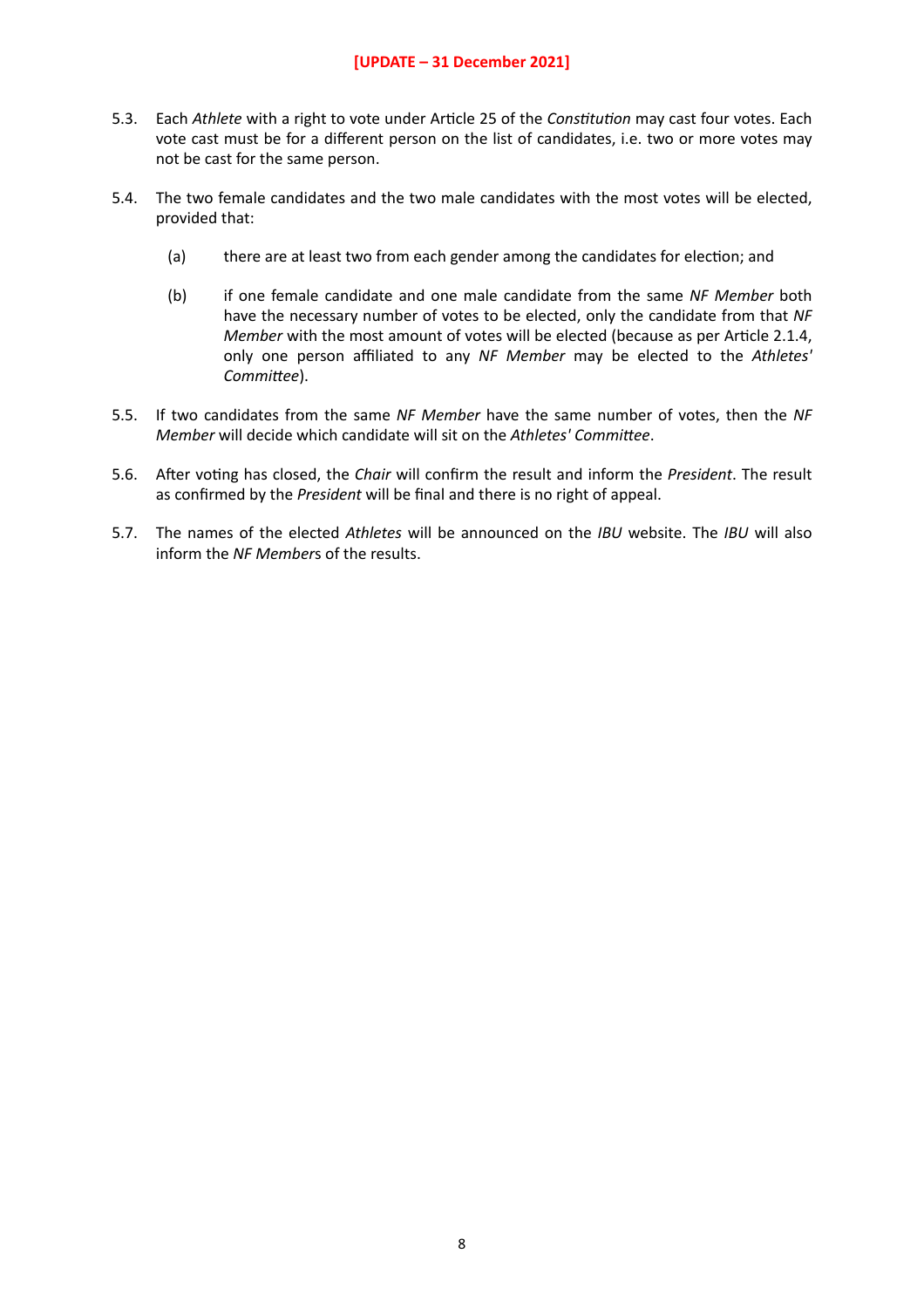**[UPDATE – 31 December 2021]**

5.3. Each *Athlete* with a right to vote under Article 25 of the *Constitution* may cast four votes. Each vote cast must be for a different person on the list of candidates, i.e. two or more votes may not be cast for the same person.

5.4. The two female candidates and the two male candidates with the most votes will be elected, provided that:

   (a) there are at least two from each gender among the candidates for election; and

   (b) if one female candidate and one male candidate from the same *NF Member* both have the necessary number of votes to be elected, only the candidate from that *NF Member* with the most amount of votes will be elected (because as per Article 2.1.4, only one person affiliated to any *NF Member* may be elected to the *Athletes' Committee*).

5.5. If two candidates from the same *NF Member* have the same number of votes, then the *NF Member* will decide which candidate will sit on the *Athletes' Committee*.

5.6. After voting has closed, the *Chair* will confirm the result and inform the *President*. The result as confirmed by the *President* will be final and there is no right of appeal.

5.7. The names of the elected *Athletes* will be announced on the *IBU* website. The *IBU* will also inform the *NF Member*s of the results.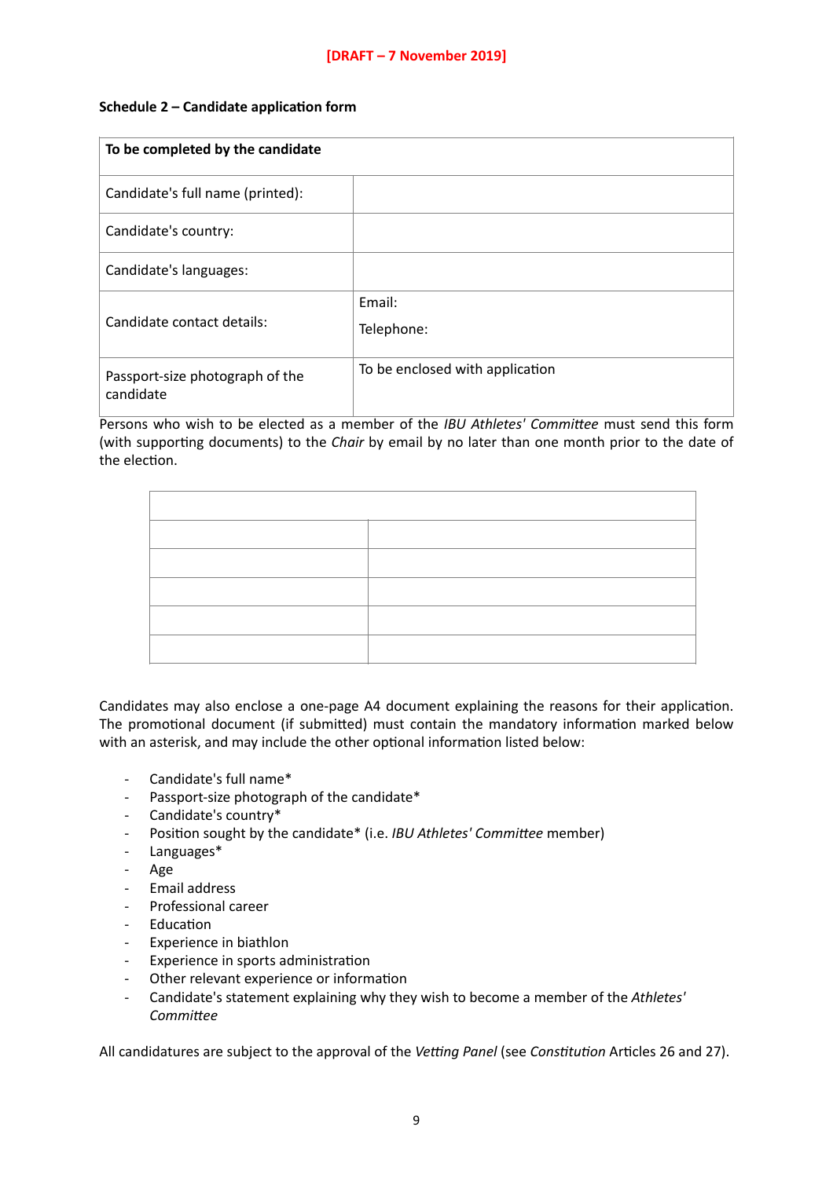**[DRAFT – 7 November 2019]**

**Schedule 2 – Candidate application form**

| **To be completed by the candidate** | |
|---|---|
| Candidate's full name (printed): | |
| Candidate's country: | |
| Candidate's languages: | |
| Candidate contact details: | Email:<br>Telephone: |
| Passport-size photograph of the candidate | To be enclosed with application |

Persons who wish to be elected as a member of the *IBU Athletes' Committee* must send this form (with supporting documents) to the *Chair* by email by no later than one month prior to the date of the election.

| | |
|---|---|
| | |
| | |
| | |
| | |
| | |

Candidates may also enclose a one-page A4 document explaining the reasons for their application. The promotional document (if submitted) must contain the mandatory information marked below with an asterisk, and may include the other optional information listed below:

- Candidate's full name*
- Passport-size photograph of the candidate*
- Candidate's country*
- Position sought by the candidate* (i.e. *IBU Athletes' Committee* member)
- Languages*
- Age
- Email address
- Professional career
- Education
- Experience in biathlon
- Experience in sports administration
- Other relevant experience or information
- Candidate's statement explaining why they wish to become a member of the *Athletes' Committee*

All candidatures are subject to the approval of the *Vetting Panel* (see *Constitution* Articles 26 and 27).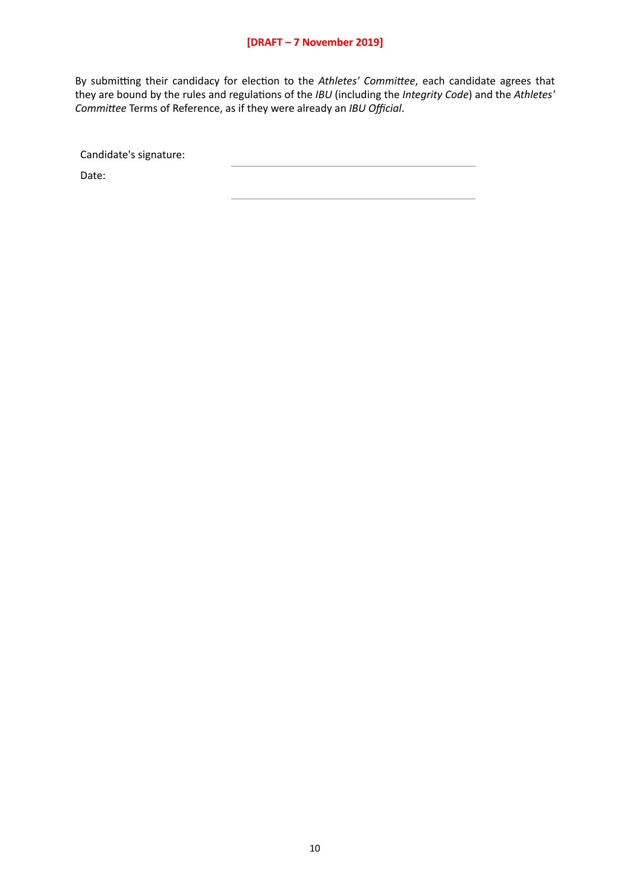**[DRAFT – 7 November 2019]**

By submitting their candidacy for election to the *Athletes' Committee*, each candidate agrees that they are bound by the rules and regulations of the *IBU* (including the *Integrity Code*) and the *Athletes' Committee* Terms of Reference, as if they were already an *IBU Official*.

Candidate's signature: \_\_\_\_\_\_\_\_\_\_\_\_\_\_\_\_\_\_\_\_\_\_\_\_\_\_\_\_\_\_

Date: \_\_\_\_\_\_\_\_\_\_\_\_\_\_\_\_\_\_\_\_\_\_\_\_\_\_\_\_\_\_